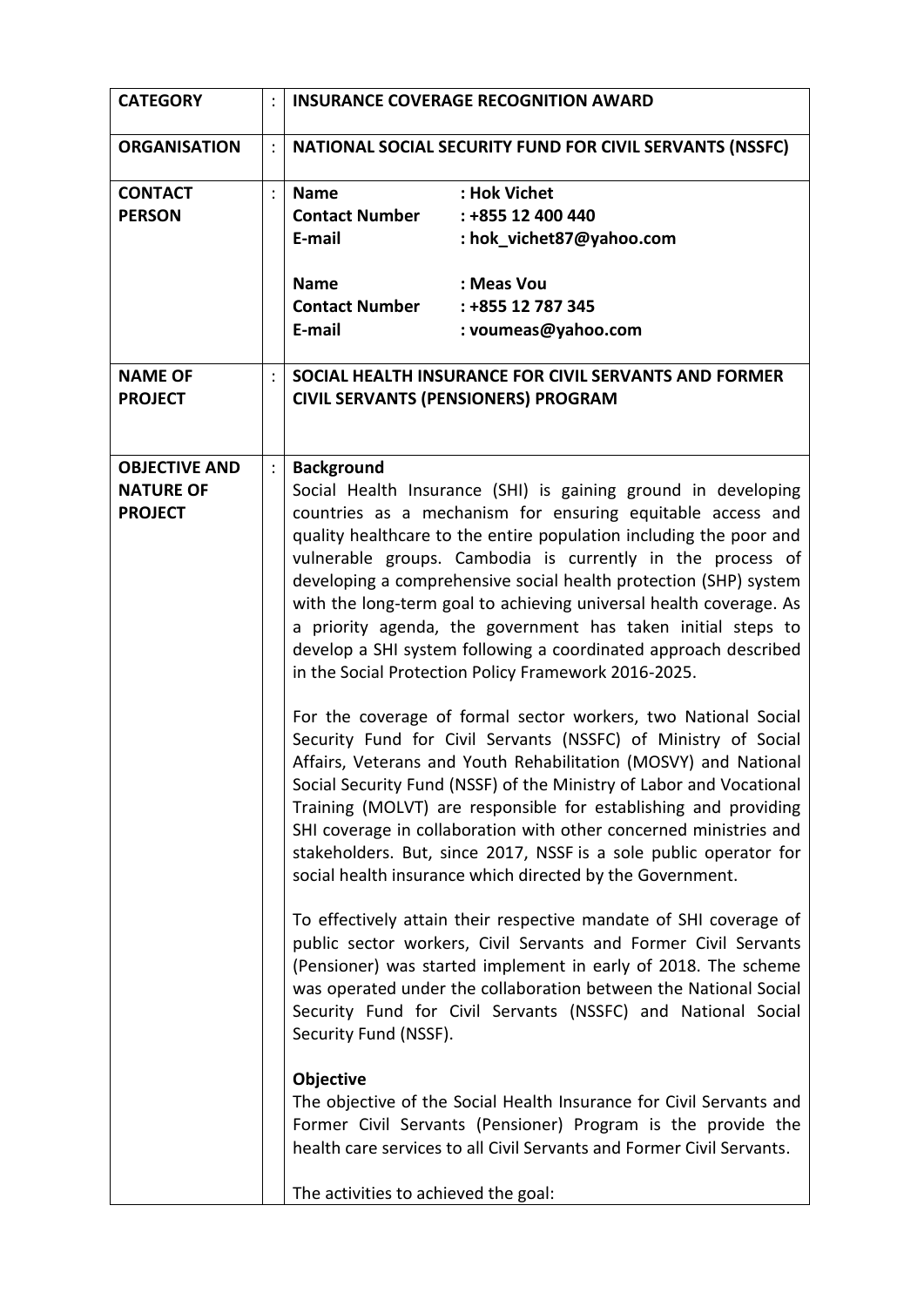| | | |
|---|---|---|
| **CATEGORY** | : | **INSURANCE COVERAGE RECOGNITION AWARD** |
| **ORGANISATION** | : | **NATIONAL SOCIAL SECURITY FUND FOR CIVIL SERVANTS (NSSFC)** |
| **CONTACT PERSON** | : | **Name** : **Hok Vichet**<br>**Contact Number** : **+855 12 400 440**<br>**E-mail** : **hok_vichet87@yahoo.com**<br><br>**Name** : **Meas Vou**<br>**Contact Number** : **+855 12 787 345**<br>**E-mail** : **voumeas@yahoo.com** |
| **NAME OF PROJECT** | : | **SOCIAL HEALTH INSURANCE FOR CIVIL SERVANTS AND FORMER CIVIL SERVANTS (PENSIONERS) PROGRAM** |
| **OBJECTIVE AND NATURE OF PROJECT** | : | **Background**<br>Social Health Insurance (SHI) is gaining ground in developing countries as a mechanism for ensuring equitable access and quality healthcare to the entire population including the poor and vulnerable groups. Cambodia is currently in the process of developing a comprehensive social health protection (SHP) system with the long-term goal to achieving universal health coverage. As a priority agenda, the government has taken initial steps to develop a SHI system following a coordinated approach described in the Social Protection Policy Framework 2016-2025.<br><br>For the coverage of formal sector workers, two National Social Security Fund for Civil Servants (NSSFC) of Ministry of Social Affairs, Veterans and Youth Rehabilitation (MOSVY) and National Social Security Fund (NSSF) of the Ministry of Labor and Vocational Training (MOLVT) are responsible for establishing and providing SHI coverage in collaboration with other concerned ministries and stakeholders. But, since 2017, NSSF is a sole public operator for social health insurance which directed by the Government.<br><br>To effectively attain their respective mandate of SHI coverage of public sector workers, Civil Servants and Former Civil Servants (Pensioner) was started implement in early of 2018. The scheme was operated under the collaboration between the National Social Security Fund for Civil Servants (NSSFC) and National Social Security Fund (NSSF).<br><br>**Objective**<br>The objective of the Social Health Insurance for Civil Servants and Former Civil Servants (Pensioner) Program is the provide the health care services to all Civil Servants and Former Civil Servants.<br><br>The activities to achieved the goal: |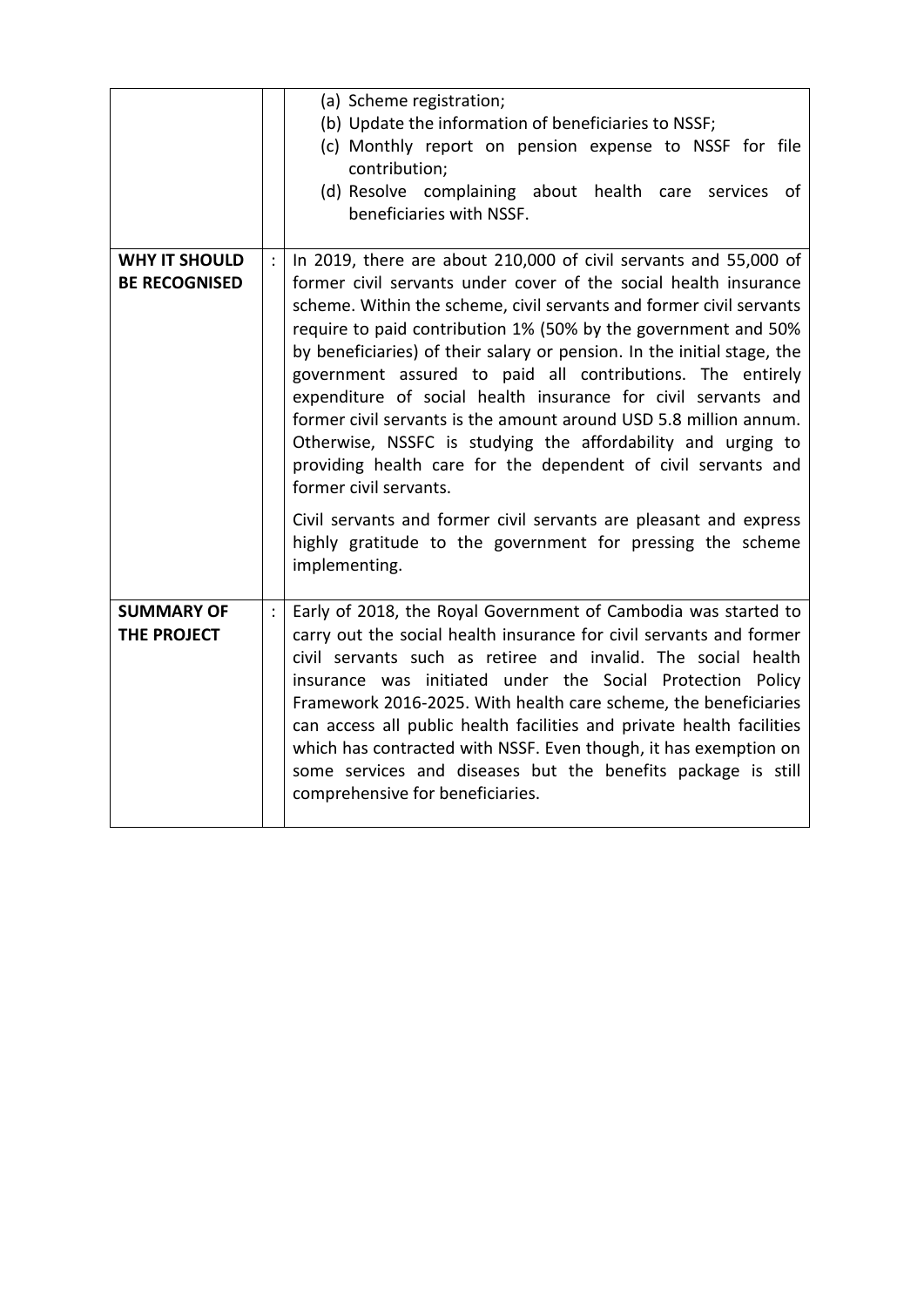| | | |
|---|---|---|
| | | (a) Scheme registration;<br>(b) Update the information of beneficiaries to NSSF;<br>(c) Monthly report on pension expense to NSSF for file contribution;<br>(d) Resolve complaining about health care services of beneficiaries with NSSF. |
| **WHY IT SHOULD BE RECOGNISED** | : | In 2019, there are about 210,000 of civil servants and 55,000 of former civil servants under cover of the social health insurance scheme. Within the scheme, civil servants and former civil servants require to paid contribution 1% (50% by the government and 50% by beneficiaries) of their salary or pension. In the initial stage, the government assured to paid all contributions. The entirely expenditure of social health insurance for civil servants and former civil servants is the amount around USD 5.8 million annum. Otherwise, NSSFC is studying the affordability and urging to providing health care for the dependent of civil servants and former civil servants.<br><br>Civil servants and former civil servants are pleasant and express highly gratitude to the government for pressing the scheme implementing. |
| **SUMMARY OF THE PROJECT** | : | Early of 2018, the Royal Government of Cambodia was started to carry out the social health insurance for civil servants and former civil servants such as retiree and invalid. The social health insurance was initiated under the Social Protection Policy Framework 2016-2025. With health care scheme, the beneficiaries can access all public health facilities and private health facilities which has contracted with NSSF. Even though, it has exemption on some services and diseases but the benefits package is still comprehensive for beneficiaries. |